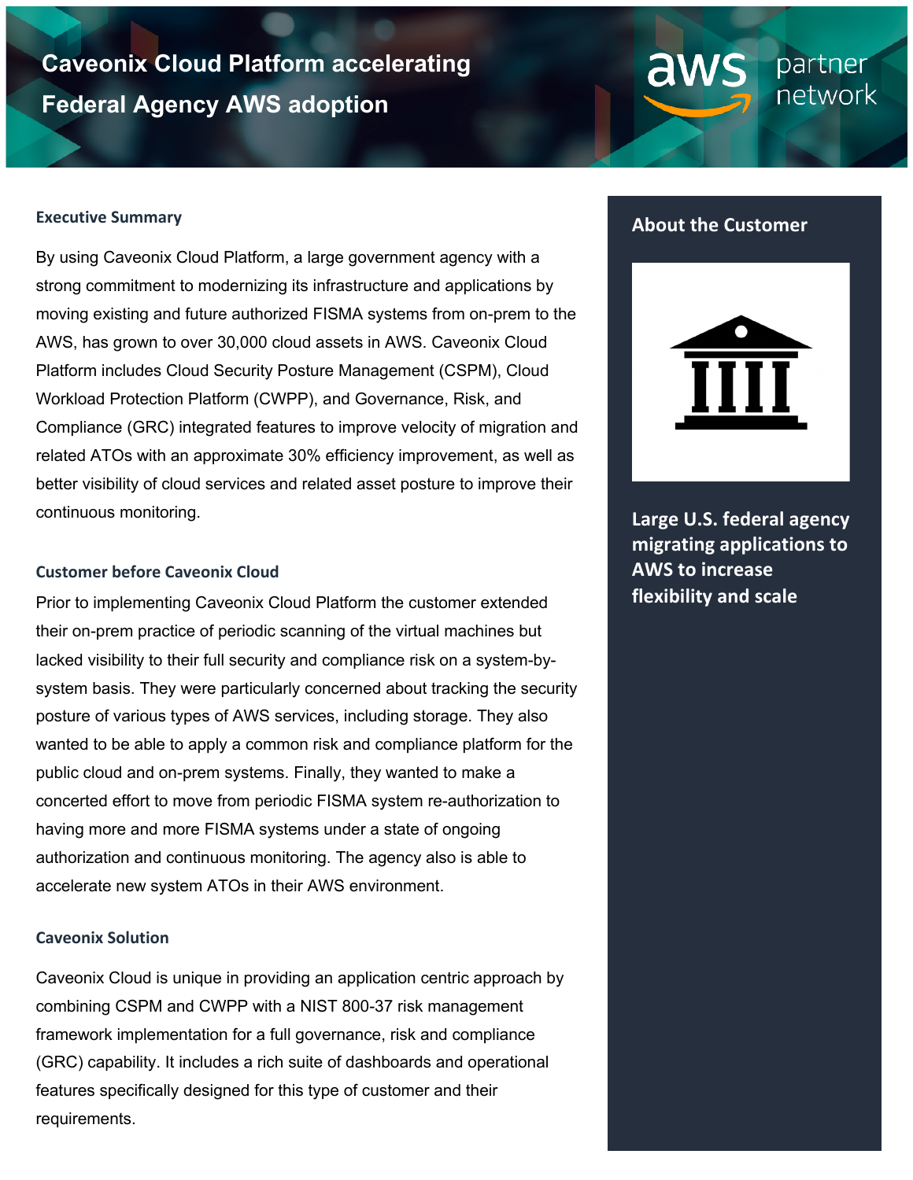# Caveonix Cloud Platform accelerating Federal Agency AWS adoption

aws partner network

## Executive Summary

By using Caveonix Cloud Platform, a large government agency with a strong commitment to modernizing its infrastructure and applications by moving existing and future authorized FISMA systems from on-prem to the AWS, has grown to over 30,000 cloud assets in AWS. Caveonix Cloud Platform includes Cloud Security Posture Management (CSPM), Cloud Workload Protection Platform (CWPP), and Governance, Risk, and Compliance (GRC) integrated features to improve velocity of migration and related ATOs with an approximate 30% efficiency improvement, as well as better visibility of cloud services and related asset posture to improve their continuous monitoring.

## Customer before Caveonix Cloud

Prior to implementing Caveonix Cloud Platform the customer extended their on-prem practice of periodic scanning of the virtual machines but lacked visibility to their full security and compliance risk on a system-by-system basis. They were particularly concerned about tracking the security posture of various types of AWS services, including storage. They also wanted to be able to apply a common risk and compliance platform for the public cloud and on-prem systems. Finally, they wanted to make a concerted effort to move from periodic FISMA system re-authorization to having more and more FISMA systems under a state of ongoing authorization and continuous monitoring. The agency also is able to accelerate new system ATOs in their AWS environment.

## Caveonix Solution

Caveonix Cloud is unique in providing an application centric approach by combining CSPM and CWPP with a NIST 800-37 risk management framework implementation for a full governance, risk and compliance (GRC) capability. It includes a rich suite of dashboards and operational features specifically designed for this type of customer and their requirements.

## About the Customer

**Large U.S. federal agency migrating applications to AWS to increase flexibility and scale**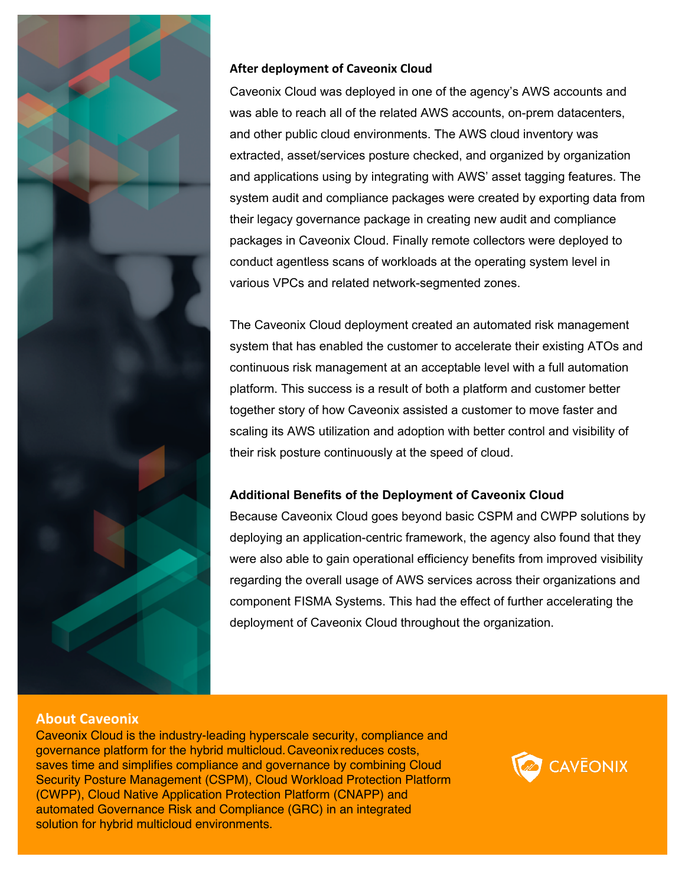### After deployment of Caveonix Cloud

Caveonix Cloud was deployed in one of the agency's AWS accounts and was able to reach all of the related AWS accounts, on-prem datacenters, and other public cloud environments. The AWS cloud inventory was extracted, asset/services posture checked, and organized by organization and applications using by integrating with AWS' asset tagging features. The system audit and compliance packages were created by exporting data from their legacy governance package in creating new audit and compliance packages in Caveonix Cloud. Finally remote collectors were deployed to conduct agentless scans of workloads at the operating system level in various VPCs and related network-segmented zones.

The Caveonix Cloud deployment created an automated risk management system that has enabled the customer to accelerate their existing ATOs and continuous risk management at an acceptable level with a full automation platform. This success is a result of both a platform and customer better together story of how Caveonix assisted a customer to move faster and scaling its AWS utilization and adoption with better control and visibility of their risk posture continuously at the speed of cloud.

### Additional Benefits of the Deployment of Caveonix Cloud

Because Caveonix Cloud goes beyond basic CSPM and CWPP solutions by deploying an application-centric framework, the agency also found that they were also able to gain operational efficiency benefits from improved visibility regarding the overall usage of AWS services across their organizations and component FISMA Systems. This had the effect of further accelerating the deployment of Caveonix Cloud throughout the organization.

### About Caveonix

Caveonix Cloud is the industry-leading hyperscale security, compliance and governance platform for the hybrid multicloud. Caveonix reduces costs, saves time and simplifies compliance and governance by combining Cloud Security Posture Management (CSPM), Cloud Workload Protection Platform (CWPP), Cloud Native Application Protection Platform (CNAPP) and automated Governance Risk and Compliance (GRC) in an integrated solution for hybrid multicloud environments.

CAVĒONIX